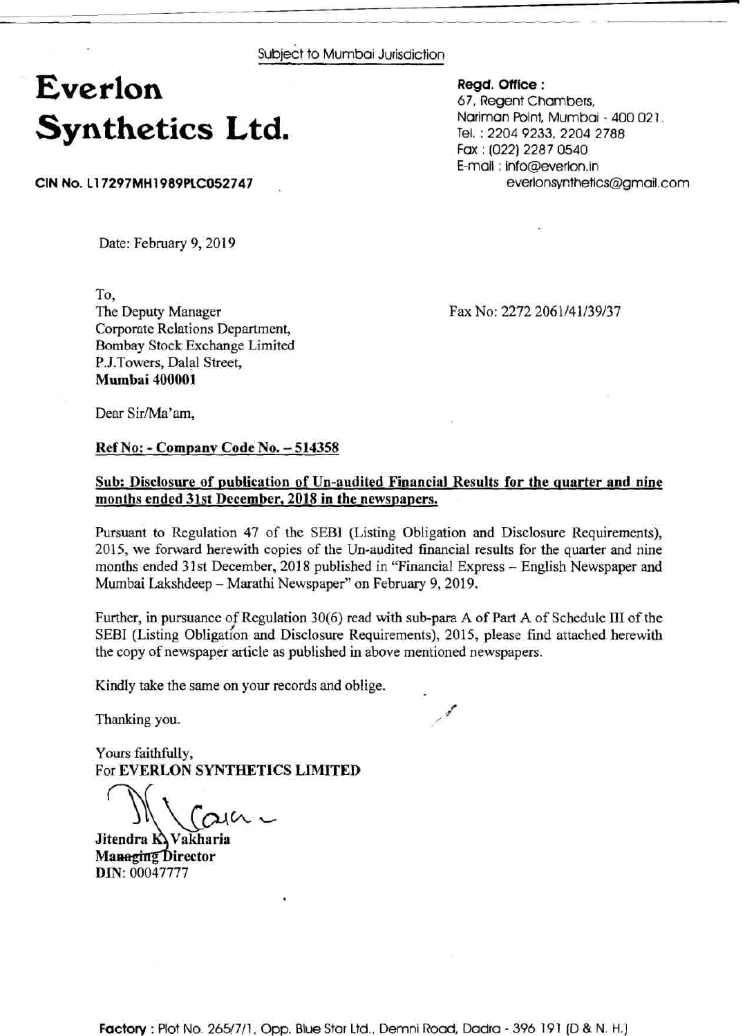Subject to Mumbai Jurisdiction

# Everlon Synthetics Ltd.

**CIN No. L17297MH1989PLC052747**

**Regd. Office :**
67, Regent Chambers,
Nariman Point, Mumbai - 400 021.
Tel. : 2204 9233, 2204 2788
Fax : (022) 2287 0540
E-mail : info@everlon.in
everlonsynthetics@gmail.com

Date: February 9, 2019

To,
The Deputy Manager
Corporate Relations Department,
Bombay Stock Exchange Limited
P.J.Towers, Dalal Street,
**Mumbai 400001**

Fax No: 2272 2061/41/39/37

Dear Sir/Ma'am,

**Ref No: - Company Code No. – 514358**

**Sub: Disclosure of publication of Un-audited Financial Results for the quarter and nine months ended 31st December, 2018 in the newspapers.**

Pursuant to Regulation 47 of the SEBI (Listing Obligation and Disclosure Requirements), 2015, we forward herewith copies of the Un-audited financial results for the quarter and nine months ended 31st December, 2018 published in "Financial Express – English Newspaper and Mumbai Lakshdeep – Marathi Newspaper" on February 9, 2019.

Further, in pursuance of Regulation 30(6) read with sub-para A of Part A of Schedule III of the SEBI (Listing Obligation and Disclosure Requirements), 2015, please find attached herewith the copy of newspaper article as published in above mentioned newspapers.

Kindly take the same on your records and oblige.

Thanking you.

Yours faithfully,
For **EVERLON SYNTHETICS LIMITED**

**Jitendra K. Vakharia**
**Managing Director**
**DIN**: 00047777

**Factory** : Plot No. 265/7/1, Opp. Blue Star Ltd., Demni Road, Dadra - 396 191 (D & N. H.)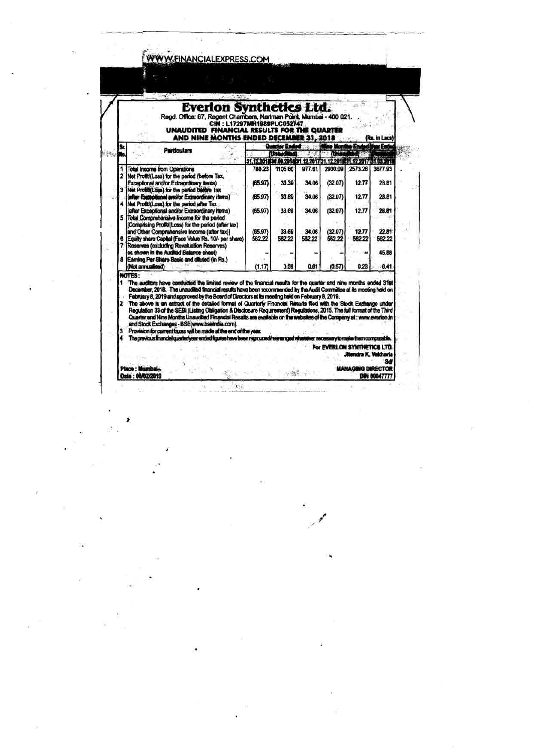WWW.FINANCIALEXPRESS.COM

# Everlon Synthetics Ltd.

Regd. Office: 67, Regent Chambers, Nariman Point, Mumbai - 400 021.

CIN : L17297MH1989PLC052747

**UNAUDITED FINANCIAL RESULTS FOR THE QUARTER AND NINE MONTHS ENDED DECEMBER 31, 2018**

(Rs. in Lacs)

| Sr. No. | Particulars | Quarter Ended | | | Nine Months Ended | | Year Ended |
|---|---|---|---|---|---|---|---|
| | | (Unaudited) | | | (Unaudited) | | (Audited) |
| | | 31.12.2018 | 30.09.2018 | 31.12.2017 | 31.12.2018 | 31.12.2017 | 31.03.2018 |
| 1 | Total Income from Operations | 780.23 | 1105.60 | 977.61 | 2930.09 | 2573.26 | 3677.93 |
| 2 | Net Profit/(Loss) for the period (before Tax, Exceptional and/or Extraordinary items) | (65.97) | 33.39 | 34.06 | (32.07) | 12.77 | 28.81 |
| 3 | Net Profit/(Loss) for the period before Tax (after Exceptional and/or Extraordinary items) | (65.97) | 33.69 | 34.06 | (32.07) | 12.77 | 28.81 |
| 4 | Net Profit/(Loss) for the period after Tax (after Exceptional and/or Extraordinary items) | (65.97) | 33.69 | 34.06 | (32.07) | 12.77 | 28.81 |
| 5 | Total Comprehensive Income for the period [Comprising Profit/(Loss) for the period (after tax) and Other Comprehensive Income (after tax)] | (65.97) | 33.69 | 34.06 | (32.07) | 12.77 | 22.81 |
| 6 | Equity share Capital (Face Value Rs. 10/- per share) | 562.22 | 562.22 | 562.22 | 562.22 | 562.22 | 562.22 |
| 7 | Reserves (excluding Revaluation Reserves) as shown in the Audited Balance sheet) | - | - | - | - | - | 45.88 |
| 8 | Earning Per Share Basic and diluted (in Rs.) (Not annualised) | (1.17) | 0.59 | 0.61 | (0.57) | 0.23 | 0.41 |

**NOTES:**

1. The auditors have conducted the limited review of the financial results for the quarter and nine months ended 31st December, 2018. The unaudited financial results have been recommended by the Audit Committee at its meeting held on February 8, 2019 and approved by the Board of Directors at its meeting held on February 8, 2019.
2. The above is an extract of the detailed format of Quarterly Financial Results filed with the Stock Exchange under Regulation 33 of the SEBI (Listing Obligation & Disclosure Requirement) Regulations, 2015. The full format of the Third Quarter and Nine Months Unaudited Financial Results are available on the websites of the Company at : www.everlon.in and Stock Exchanges - BSE(www.bseindia.com).
3. Provision for current taxes will be made at the end of the year.
4. The previous financial quarter/year ended figures have been regrouped/rearranged wherever necessary to make them comparable.

For EVERLON SYNTHETICS LTD.
Jitendra K. Vakharia
Sd/
MANAGING DIRECTOR
DIN 00047777

Place : Mumbai.
Date : 08/02/2019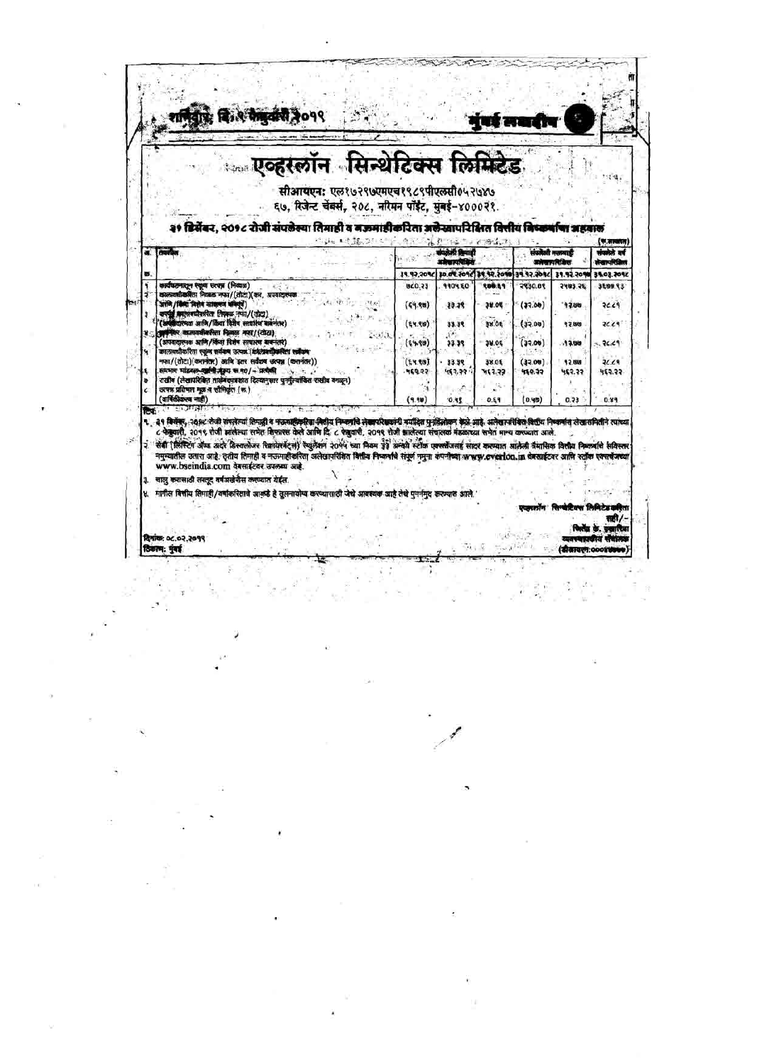# एव्हरलॉन सिन्थेटिक्स लिमिटेड

सीआयएन: एल१७२९७एमएच१९८९पीएलसी०५२७४७

६७, रिजेन्ट चेंबर्स, २०८, नरिमन पॉईंट, मुंबई-४०००२१.

## ३१ डिसेंबर, २०१८ रोजी संपलेल्या तिमाही व नऊमाहीकरिता अलेखापरिक्षित वित्तीय निष्कर्षाचा अहवाल

(रु.लाखात)

| अ. क्र. | तपशील | संपलेली तिमाही अलेखापरिक्षित | | | संपलेली नऊमाही अलेखापरिक्षित | | संपलेले वर्ष लेखापरिक्षित |
|---|---|---|---|---|---|---|---|
| | | ३१.१२.२०१८ | ३०.०९.२०१८ | ३१.१२.२०१७ | ३१.१२.२०१८ | ३१.१२.२०१७ | ३१.०३.२०१८ |
| १ | कार्यचलनातून एकूण उत्पन्न (निव्वळ) | ७८०.२३ | ११०५.६० | ९०७.६१ | २९३०.०९ | २९०३.२६ | ३६०७.९३ |
| २ | कालावधीकरिता निव्वळ नफा/(तोटा)(कर, अपवादात्मक आणि/किंवा विशेष साधारण बाबपूर्व) | (६९.९७) | ३३.३९ | ३४.०६ | (३२.०७) | १२.७७ | ३८.८१ |
| ३ | करपूर्व कालावधीकरिता निव्वळ नफा/(तोटा) (अपवादात्मक आणि/किंवा विशेष साधारण बाबनंतर) | (६९.९७) | ३३.३९ | ३४.०६ | (३२.०७) | १२.७७ | ३८.८१ |
| ४ | करानंतर कालावधीकरिता निव्वळ नफा/(तोटा) (अपवादात्मक आणि/किंवा विशेष साधारण बाबनंतर) | (६९.९७) | ३३.३९ | ३४.०६ | (३२.०७) | १२.७७ | ३८.८१ |
| ५ | कालावधीकरिता एकूण सर्वकष उत्पन्न (कालावधीकरिता सर्वकष नफा/(तोटा))(करानंतर) आणि इतर सर्वकष उत्पन्न (करानंतर)) | (६९.९७) | ३३.३९ | ३४.०६ | (३२.०७) | १२.७७ | ३८.८१ |
| ६ | समभाग भांडवल-दर्शनी मूल्य रू.१०/- प्रत्येकी | ५६२.२२ | ५६२.२२ | ५६२.२२ | ५६२.२२ | ५६२.२२ | ५६२.२२ |
| ७ | राखीव (लेखापरिक्षित ताळेबंदपत्रकात दिल्यानुसार पुनर्मुल्यांकित राखीव वगळून) | | | | | | |
| ८ | उत्पन्न प्रतिभाग मूळ व सौमिकृत (रू.) (वार्षिकीकरण नाही) | (१.१४) | ०.५९ | ०.६१ | (०.५७) | ०.२३ | ०.६९ |

टिप:

१. ३१ डिसेंबर, २०१८ रोजी संपलेल्या तिमाही व नऊमाहीकरिता वित्तीय निष्कर्षाचे लेखापरिक्षकांनी मर्यादित पुनर्विलोकन केले आहे. अलेखापरिक्षित वित्तीय निष्कर्षाचे लेखासमितीने त्यांच्या ८ फेब्रुवारी, २०१९ रोजी झालेल्या सभेत शिफारस केले आणि दि. ८ फेब्रुवारी, २०१९ रोजी झालेल्या संचालक मंडळाच्या सभेत मान्य करण्यात आले.

२. सेबी (लिस्टिंग ऑफ अदर डिस्क्लोजर रिक्वायरमेंट्स) रेग्युलेशन २०१५ च्या नियम ३३ अन्वये स्टॉक एक्सचेंजसह सादर करण्यात आलेली त्रैमासिक वित्तीय निष्कर्षाचे सविस्तर नमुन्यातील उतारा आहे. तृतीय तिमाही व नऊमाहीकरिता अलेखापरिक्षित वित्तीय निष्कर्षाचे संपूर्ण नमुना कंपनीच्या www.everlon.in वेबसाईटवर आणि स्टॉक एक्सचेंजच्या www.bseindia.com वेबसाईटवर उपलब्ध आहे.

३. चालू करासाठी तरतूद वर्षअखेरीस करण्यात येईल.

४. मागील वित्तीय तिमाही/वर्षाकरिताचे आकडे हे तुलनायोग्य करण्यासाठी जेथे आवश्यक आहे तेथे पुनर्गठीत करण्यात आले.

एव्हरलॉन सिन्थेटिक्स लिमिटेडकरिता

सही/-

जितेंद्र के. वखारिया

व्यवस्थापकीय संचालक

(डीआयएन:०००४७७७७)

दिनांक: ०८.०२.२०१९

ठिकाण: मुंबई